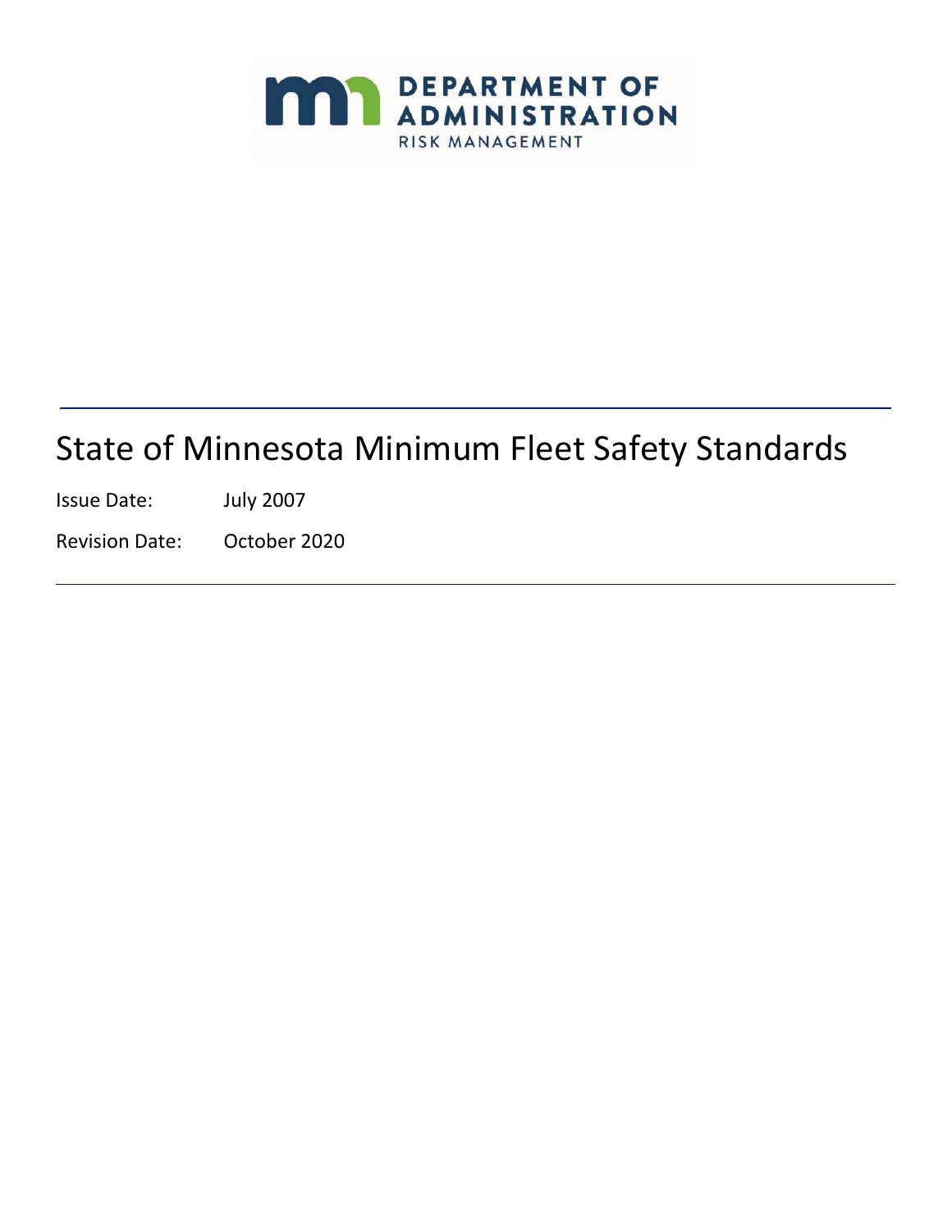DEPARTMENT OF ADMINISTRATION
RISK MANAGEMENT

# State of Minnesota Minimum Fleet Safety Standards

Issue Date: July 2007

Revision Date: October 2020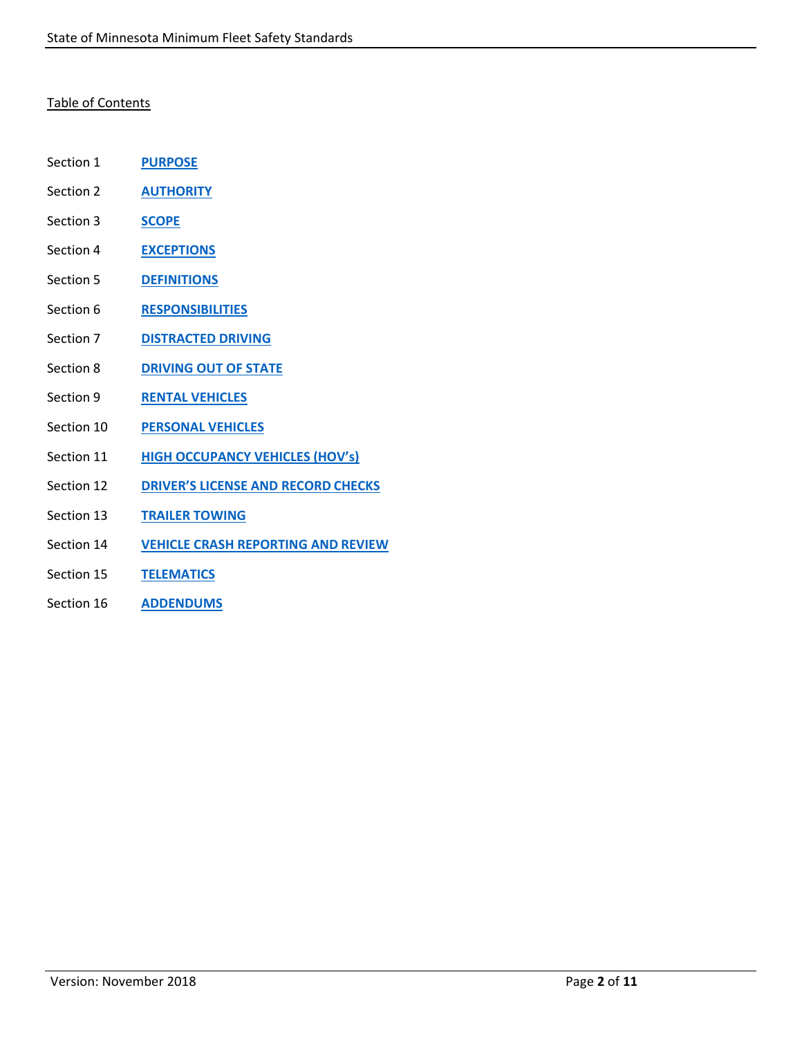Table of Contents

| | |
|---|---|
| Section 1 | **PURPOSE** |
| Section 2 | **AUTHORITY** |
| Section 3 | **SCOPE** |
| Section 4 | **EXCEPTIONS** |
| Section 5 | **DEFINITIONS** |
| Section 6 | **RESPONSIBILITIES** |
| Section 7 | **DISTRACTED DRIVING** |
| Section 8 | **DRIVING OUT OF STATE** |
| Section 9 | **RENTAL VEHICLES** |
| Section 10 | **PERSONAL VEHICLES** |
| Section 11 | **HIGH OCCUPANCY VEHICLES (HOV's)** |
| Section 12 | **DRIVER'S LICENSE AND RECORD CHECKS** |
| Section 13 | **TRAILER TOWING** |
| Section 14 | **VEHICLE CRASH REPORTING AND REVIEW** |
| Section 15 | **TELEMATICS** |
| Section 16 | **ADDENDUMS** |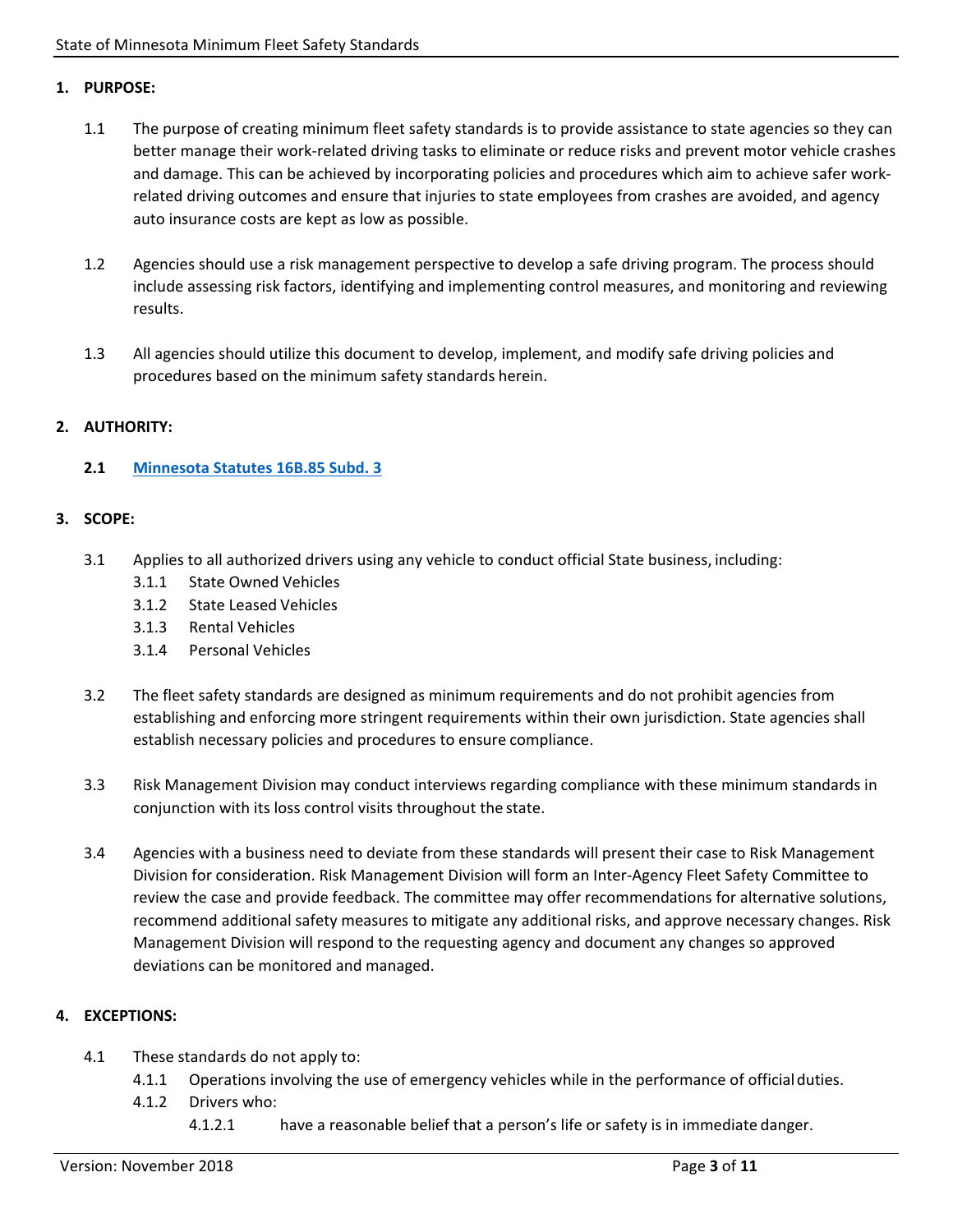## 1. PURPOSE:

1.1 The purpose of creating minimum fleet safety standards is to provide assistance to state agencies so they can better manage their work-related driving tasks to eliminate or reduce risks and prevent motor vehicle crashes and damage. This can be achieved by incorporating policies and procedures which aim to achieve safer work-related driving outcomes and ensure that injuries to state employees from crashes are avoided, and agency auto insurance costs are kept as low as possible.

1.2 Agencies should use a risk management perspective to develop a safe driving program. The process should include assessing risk factors, identifying and implementing control measures, and monitoring and reviewing results.

1.3 All agencies should utilize this document to develop, implement, and modify safe driving policies and procedures based on the minimum safety standards herein.

## 2. AUTHORITY:

**2.1 Minnesota Statutes 16B.85 Subd. 3**

## 3. SCOPE:

3.1 Applies to all authorized drivers using any vehicle to conduct official State business, including:

- 3.1.1 State Owned Vehicles
- 3.1.2 State Leased Vehicles
- 3.1.3 Rental Vehicles
- 3.1.4 Personal Vehicles

3.2 The fleet safety standards are designed as minimum requirements and do not prohibit agencies from establishing and enforcing more stringent requirements within their own jurisdiction. State agencies shall establish necessary policies and procedures to ensure compliance.

3.3 Risk Management Division may conduct interviews regarding compliance with these minimum standards in conjunction with its loss control visits throughout the state.

3.4 Agencies with a business need to deviate from these standards will present their case to Risk Management Division for consideration. Risk Management Division will form an Inter-Agency Fleet Safety Committee to review the case and provide feedback. The committee may offer recommendations for alternative solutions, recommend additional safety measures to mitigate any additional risks, and approve necessary changes. Risk Management Division will respond to the requesting agency and document any changes so approved deviations can be monitored and managed.

## 4. EXCEPTIONS:

4.1 These standards do not apply to:

- 4.1.1 Operations involving the use of emergency vehicles while in the performance of official duties.
- 4.1.2 Drivers who:
  - 4.1.2.1 have a reasonable belief that a person's life or safety is in immediate danger.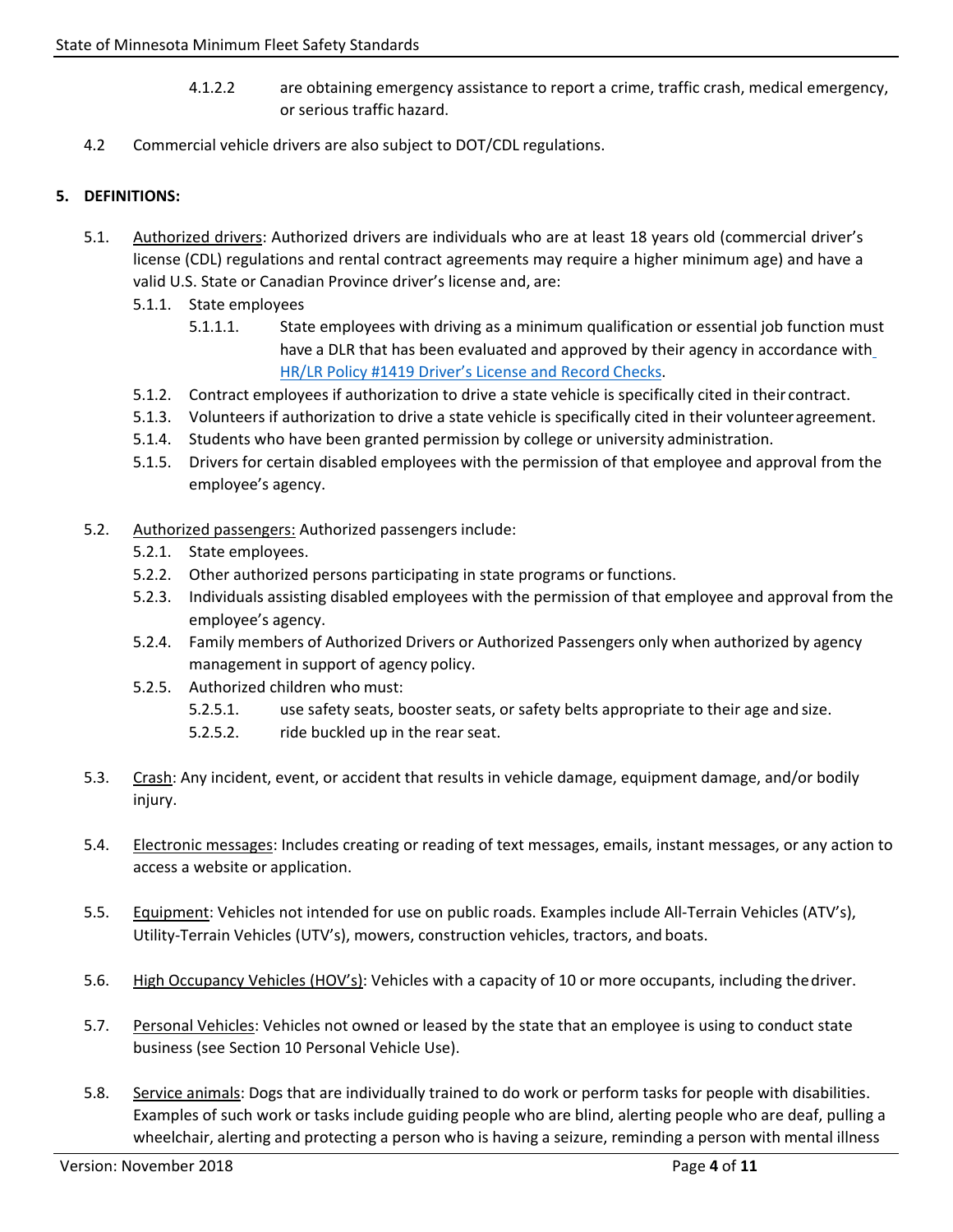4.1.2.2 are obtaining emergency assistance to report a crime, traffic crash, medical emergency, or serious traffic hazard.

4.2 Commercial vehicle drivers are also subject to DOT/CDL regulations.

## 5. DEFINITIONS:

5.1. Authorized drivers: Authorized drivers are individuals who are at least 18 years old (commercial driver's license (CDL) regulations and rental contract agreements may require a higher minimum age) and have a valid U.S. State or Canadian Province driver's license and, are:

- 5.1.1. State employees
  - 5.1.1.1. State employees with driving as a minimum qualification or essential job function must have a DLR that has been evaluated and approved by their agency in accordance with [HR/LR Policy #1419 Driver's License and Record Checks](#).
- 5.1.2. Contract employees if authorization to drive a state vehicle is specifically cited in their contract.
- 5.1.3. Volunteers if authorization to drive a state vehicle is specifically cited in their volunteer agreement.
- 5.1.4. Students who have been granted permission by college or university administration.
- 5.1.5. Drivers for certain disabled employees with the permission of that employee and approval from the employee's agency.

5.2. Authorized passengers: Authorized passengers include:

- 5.2.1. State employees.
- 5.2.2. Other authorized persons participating in state programs or functions.
- 5.2.3. Individuals assisting disabled employees with the permission of that employee and approval from the employee's agency.
- 5.2.4. Family members of Authorized Drivers or Authorized Passengers only when authorized by agency management in support of agency policy.
- 5.2.5. Authorized children who must:
  - 5.2.5.1. use safety seats, booster seats, or safety belts appropriate to their age and size.
  - 5.2.5.2. ride buckled up in the rear seat.

5.3. Crash: Any incident, event, or accident that results in vehicle damage, equipment damage, and/or bodily injury.

5.4. Electronic messages: Includes creating or reading of text messages, emails, instant messages, or any action to access a website or application.

5.5. Equipment: Vehicles not intended for use on public roads. Examples include All-Terrain Vehicles (ATV's), Utility-Terrain Vehicles (UTV's), mowers, construction vehicles, tractors, and boats.

5.6. High Occupancy Vehicles (HOV's): Vehicles with a capacity of 10 or more occupants, including the driver.

5.7. Personal Vehicles: Vehicles not owned or leased by the state that an employee is using to conduct state business (see Section 10 Personal Vehicle Use).

5.8. Service animals: Dogs that are individually trained to do work or perform tasks for people with disabilities. Examples of such work or tasks include guiding people who are blind, alerting people who are deaf, pulling a wheelchair, alerting and protecting a person who is having a seizure, reminding a person with mental illness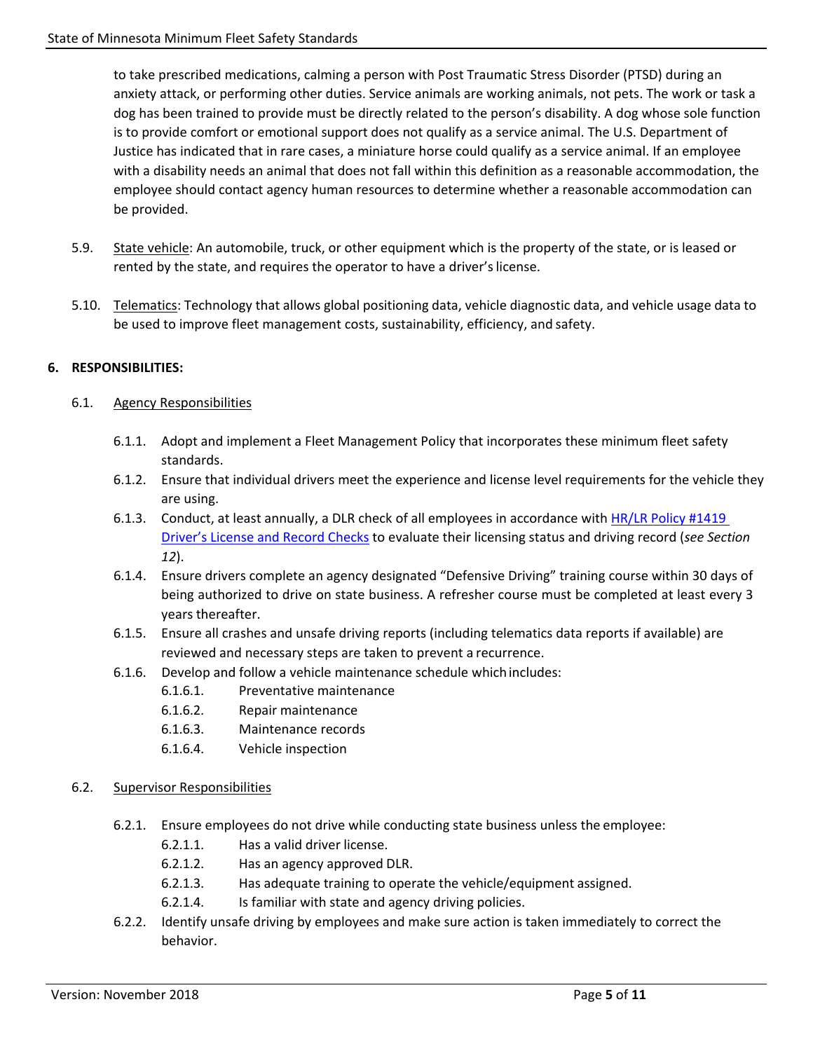to take prescribed medications, calming a person with Post Traumatic Stress Disorder (PTSD) during an anxiety attack, or performing other duties. Service animals are working animals, not pets. The work or task a dog has been trained to provide must be directly related to the person's disability. A dog whose sole function is to provide comfort or emotional support does not qualify as a service animal. The U.S. Department of Justice has indicated that in rare cases, a miniature horse could qualify as a service animal. If an employee with a disability needs an animal that does not fall within this definition as a reasonable accommodation, the employee should contact agency human resources to determine whether a reasonable accommodation can be provided.

5.9. State vehicle: An automobile, truck, or other equipment which is the property of the state, or is leased or rented by the state, and requires the operator to have a driver's license.

5.10. Telematics: Technology that allows global positioning data, vehicle diagnostic data, and vehicle usage data to be used to improve fleet management costs, sustainability, efficiency, and safety.

## 6. RESPONSIBILITIES:

6.1. Agency Responsibilities

- 6.1.1. Adopt and implement a Fleet Management Policy that incorporates these minimum fleet safety standards.
- 6.1.2. Ensure that individual drivers meet the experience and license level requirements for the vehicle they are using.
- 6.1.3. Conduct, at least annually, a DLR check of all employees in accordance with HR/LR Policy #1419 Driver's License and Record Checks to evaluate their licensing status and driving record (*see Section 12*).
- 6.1.4. Ensure drivers complete an agency designated "Defensive Driving" training course within 30 days of being authorized to drive on state business. A refresher course must be completed at least every 3 years thereafter.
- 6.1.5. Ensure all crashes and unsafe driving reports (including telematics data reports if available) are reviewed and necessary steps are taken to prevent a recurrence.
- 6.1.6. Develop and follow a vehicle maintenance schedule which includes:
  - 6.1.6.1. Preventative maintenance
  - 6.1.6.2. Repair maintenance
  - 6.1.6.3. Maintenance records
  - 6.1.6.4. Vehicle inspection

6.2. Supervisor Responsibilities

- 6.2.1. Ensure employees do not drive while conducting state business unless the employee:
  - 6.2.1.1. Has a valid driver license.
  - 6.2.1.2. Has an agency approved DLR.
  - 6.2.1.3. Has adequate training to operate the vehicle/equipment assigned.
  - 6.2.1.4. Is familiar with state and agency driving policies.
- 6.2.2. Identify unsafe driving by employees and make sure action is taken immediately to correct the behavior.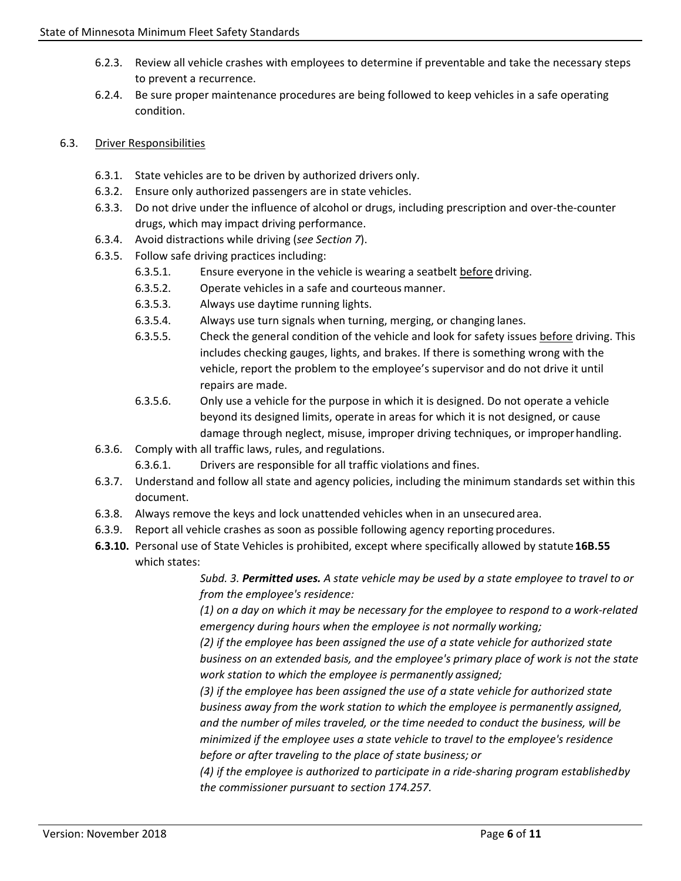6.2.3. Review all vehicle crashes with employees to determine if preventable and take the necessary steps to prevent a recurrence.

6.2.4. Be sure proper maintenance procedures are being followed to keep vehicles in a safe operating condition.

6.3. <u>Driver Responsibilities</u>

6.3.1. State vehicles are to be driven by authorized drivers only.

6.3.2. Ensure only authorized passengers are in state vehicles.

6.3.3. Do not drive under the influence of alcohol or drugs, including prescription and over-the-counter drugs, which may impact driving performance.

6.3.4. Avoid distractions while driving (*see Section 7*).

6.3.5. Follow safe driving practices including:

6.3.5.1. Ensure everyone in the vehicle is wearing a seatbelt <u>before</u> driving.

6.3.5.2. Operate vehicles in a safe and courteous manner.

6.3.5.3. Always use daytime running lights.

6.3.5.4. Always use turn signals when turning, merging, or changing lanes.

6.3.5.5. Check the general condition of the vehicle and look for safety issues <u>before</u> driving. This includes checking gauges, lights, and brakes. If there is something wrong with the vehicle, report the problem to the employee's supervisor and do not drive it until repairs are made.

6.3.5.6. Only use a vehicle for the purpose in which it is designed. Do not operate a vehicle beyond its designed limits, operate in areas for which it is not designed, or cause damage through neglect, misuse, improper driving techniques, or improper handling.

6.3.6. Comply with all traffic laws, rules, and regulations.

6.3.6.1. Drivers are responsible for all traffic violations and fines.

6.3.7. Understand and follow all state and agency policies, including the minimum standards set within this document.

6.3.8. Always remove the keys and lock unattended vehicles when in an unsecured area.

6.3.9. Report all vehicle crashes as soon as possible following agency reporting procedures.

**6.3.10.** Personal use of State Vehicles is prohibited, except where specifically allowed by statute **16B.55** which states:

> *Subd. 3. **Permitted uses.** A state vehicle may be used by a state employee to travel to or from the employee's residence:*
>
> *(1) on a day on which it may be necessary for the employee to respond to a work-related emergency during hours when the employee is not normally working;*
>
> *(2) if the employee has been assigned the use of a state vehicle for authorized state business on an extended basis, and the employee's primary place of work is not the state work station to which the employee is permanently assigned;*
>
> *(3) if the employee has been assigned the use of a state vehicle for authorized state business away from the work station to which the employee is permanently assigned, and the number of miles traveled, or the time needed to conduct the business, will be minimized if the employee uses a state vehicle to travel to the employee's residence before or after traveling to the place of state business; or*
>
> *(4) if the employee is authorized to participate in a ride-sharing program established by the commissioner pursuant to section 174.257.*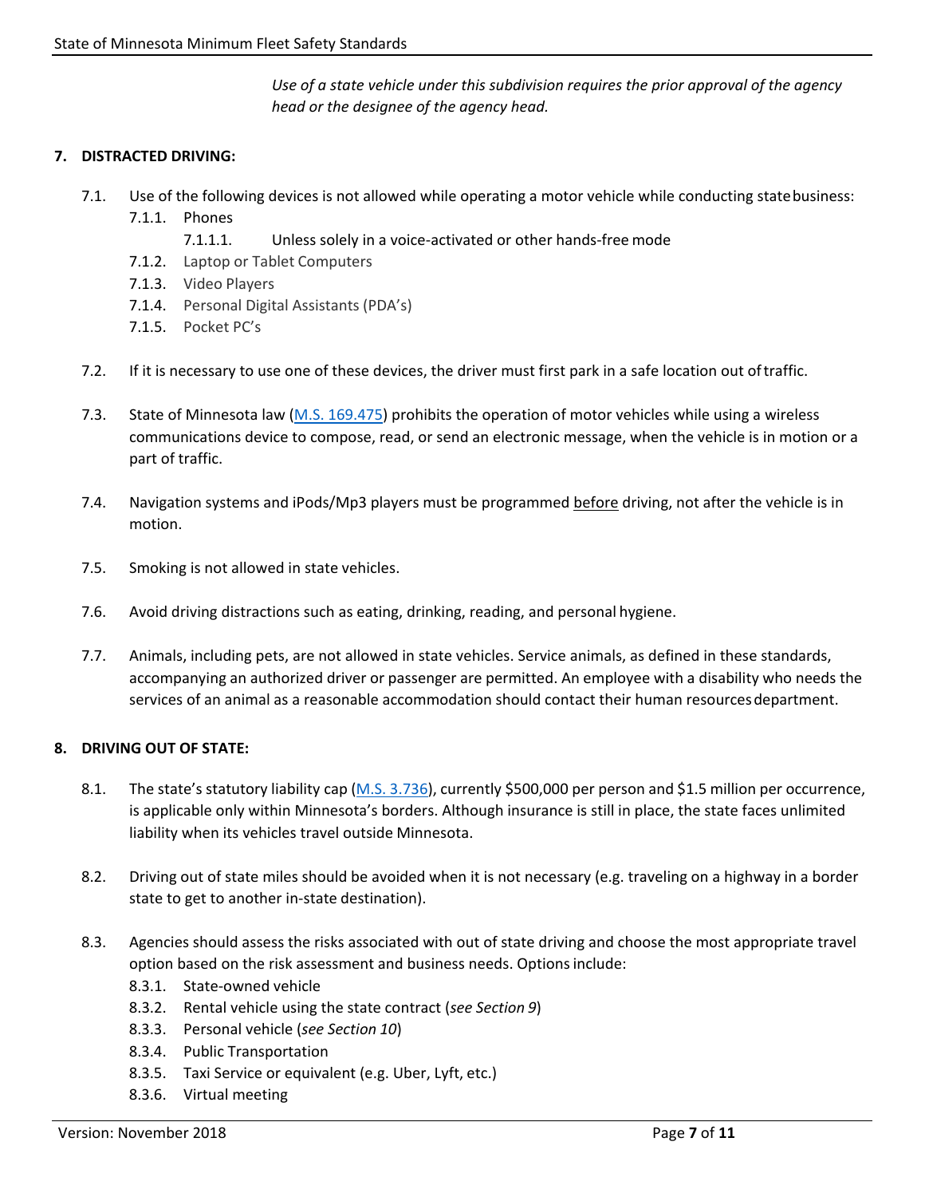*Use of a state vehicle under this subdivision requires the prior approval of the agency head or the designee of the agency head.*

## 7. DISTRACTED DRIVING:

7.1. Use of the following devices is not allowed while operating a motor vehicle while conducting state business:

- 7.1.1. Phones
  - 7.1.1.1. Unless solely in a voice-activated or other hands-free mode
- 7.1.2. Laptop or Tablet Computers
- 7.1.3. Video Players
- 7.1.4. Personal Digital Assistants (PDA's)
- 7.1.5. Pocket PC's

7.2. If it is necessary to use one of these devices, the driver must first park in a safe location out of traffic.

7.3. State of Minnesota law (M.S. 169.475) prohibits the operation of motor vehicles while using a wireless communications device to compose, read, or send an electronic message, when the vehicle is in motion or a part of traffic.

7.4. Navigation systems and iPods/Mp3 players must be programmed <u>before</u> driving, not after the vehicle is in motion.

7.5. Smoking is not allowed in state vehicles.

7.6. Avoid driving distractions such as eating, drinking, reading, and personal hygiene.

7.7. Animals, including pets, are not allowed in state vehicles. Service animals, as defined in these standards, accompanying an authorized driver or passenger are permitted. An employee with a disability who needs the services of an animal as a reasonable accommodation should contact their human resources department.

## 8. DRIVING OUT OF STATE:

8.1. The state's statutory liability cap (M.S. 3.736), currently $500,000 per person and $1.5 million per occurrence, is applicable only within Minnesota's borders. Although insurance is still in place, the state faces unlimited liability when its vehicles travel outside Minnesota.

8.2. Driving out of state miles should be avoided when it is not necessary (e.g. traveling on a highway in a border state to get to another in-state destination).

8.3. Agencies should assess the risks associated with out of state driving and choose the most appropriate travel option based on the risk assessment and business needs. Options include:

- 8.3.1. State-owned vehicle
- 8.3.2. Rental vehicle using the state contract (*see Section 9*)
- 8.3.3. Personal vehicle (*see Section 10*)
- 8.3.4. Public Transportation
- 8.3.5. Taxi Service or equivalent (e.g. Uber, Lyft, etc.)
- 8.3.6. Virtual meeting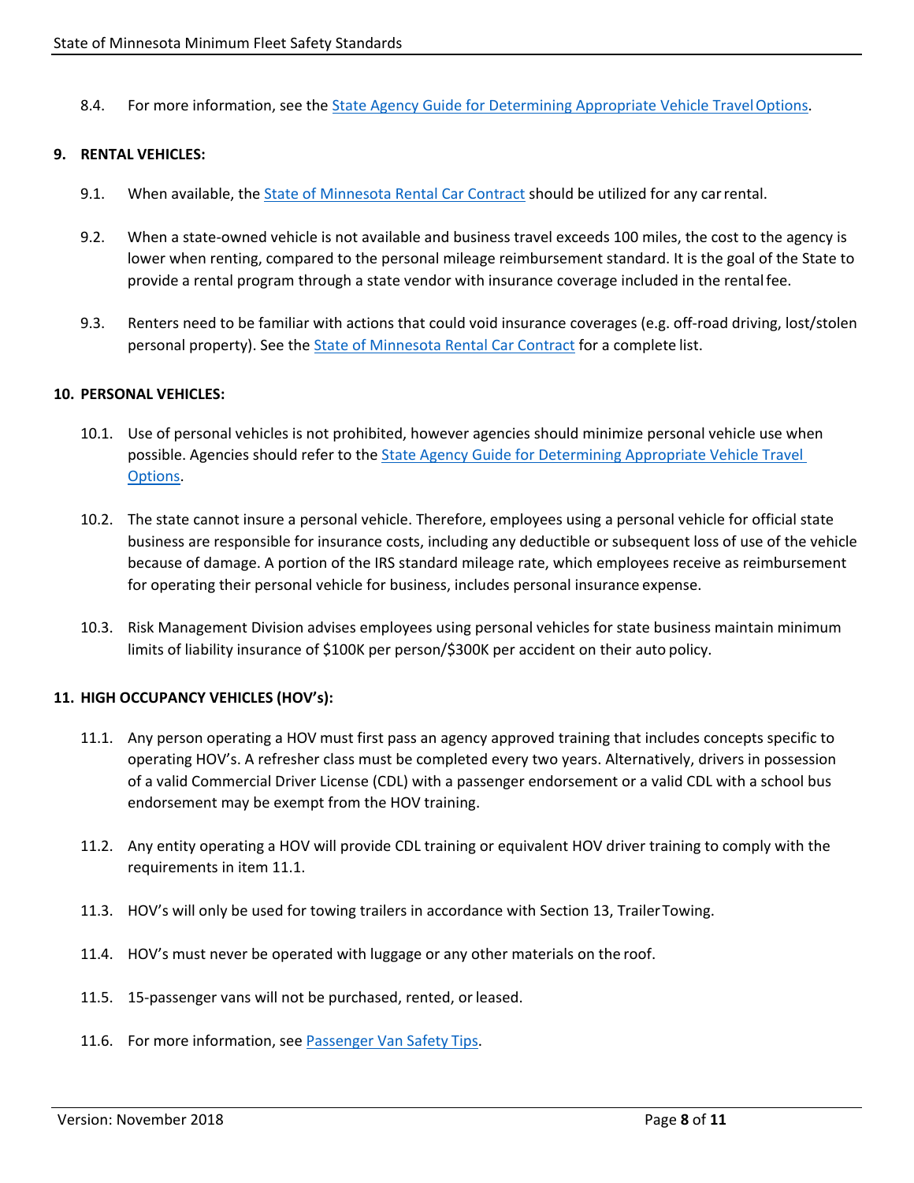8.4. For more information, see the State Agency Guide for Determining Appropriate Vehicle Travel Options.

## 9. RENTAL VEHICLES:

9.1. When available, the State of Minnesota Rental Car Contract should be utilized for any car rental.

9.2. When a state-owned vehicle is not available and business travel exceeds 100 miles, the cost to the agency is lower when renting, compared to the personal mileage reimbursement standard. It is the goal of the State to provide a rental program through a state vendor with insurance coverage included in the rental fee.

9.3. Renters need to be familiar with actions that could void insurance coverages (e.g. off-road driving, lost/stolen personal property). See the State of Minnesota Rental Car Contract for a complete list.

## 10. PERSONAL VEHICLES:

10.1. Use of personal vehicles is not prohibited, however agencies should minimize personal vehicle use when possible. Agencies should refer to the State Agency Guide for Determining Appropriate Vehicle Travel Options.

10.2. The state cannot insure a personal vehicle. Therefore, employees using a personal vehicle for official state business are responsible for insurance costs, including any deductible or subsequent loss of use of the vehicle because of damage. A portion of the IRS standard mileage rate, which employees receive as reimbursement for operating their personal vehicle for business, includes personal insurance expense.

10.3. Risk Management Division advises employees using personal vehicles for state business maintain minimum limits of liability insurance of $100K per person/$300K per accident on their auto policy.

## 11. HIGH OCCUPANCY VEHICLES (HOV's):

11.1. Any person operating a HOV must first pass an agency approved training that includes concepts specific to operating HOV's. A refresher class must be completed every two years. Alternatively, drivers in possession of a valid Commercial Driver License (CDL) with a passenger endorsement or a valid CDL with a school bus endorsement may be exempt from the HOV training.

11.2. Any entity operating a HOV will provide CDL training or equivalent HOV driver training to comply with the requirements in item 11.1.

11.3. HOV's will only be used for towing trailers in accordance with Section 13, Trailer Towing.

11.4. HOV's must never be operated with luggage or any other materials on the roof.

11.5. 15-passenger vans will not be purchased, rented, or leased.

11.6. For more information, see Passenger Van Safety Tips.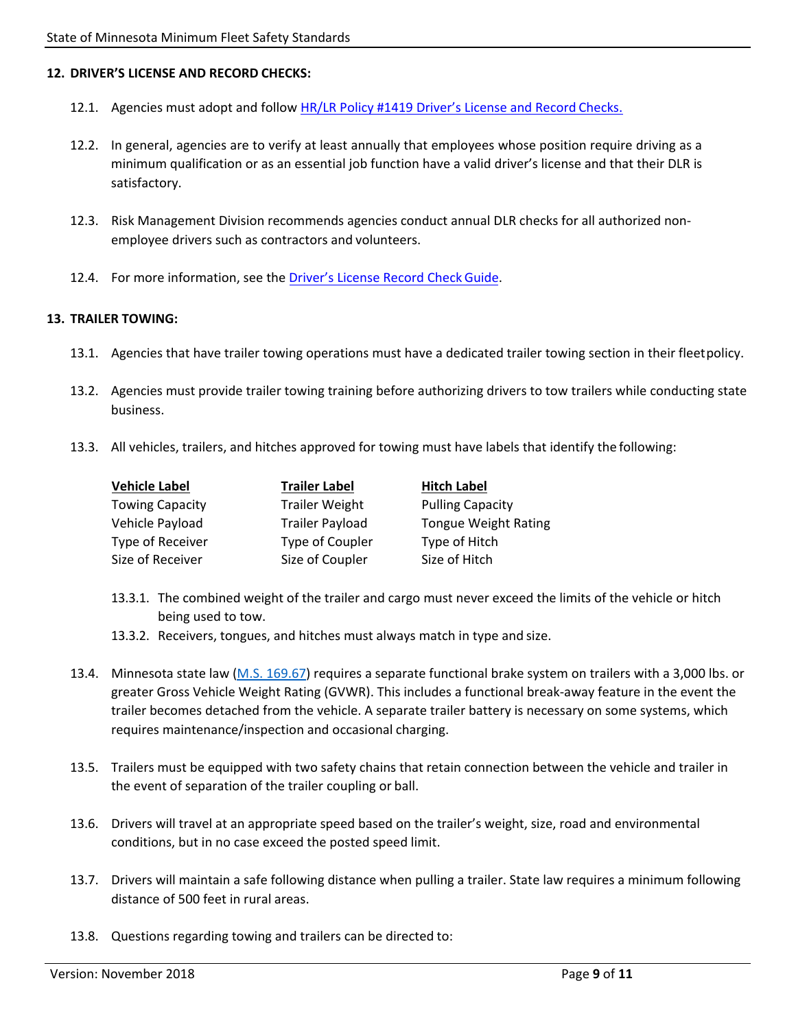## 12. DRIVER'S LICENSE AND RECORD CHECKS:

12.1. Agencies must adopt and follow [HR/LR Policy #1419 Driver's License and Record Checks.]()

12.2. In general, agencies are to verify at least annually that employees whose position require driving as a minimum qualification or as an essential job function have a valid driver's license and that their DLR is satisfactory.

12.3. Risk Management Division recommends agencies conduct annual DLR checks for all authorized non-employee drivers such as contractors and volunteers.

12.4. For more information, see the [Driver's License Record Check Guide]().

## 13. TRAILER TOWING:

13.1. Agencies that have trailer towing operations must have a dedicated trailer towing section in their fleet policy.

13.2. Agencies must provide trailer towing training before authorizing drivers to tow trailers while conducting state business.

13.3. All vehicles, trailers, and hitches approved for towing must have labels that identify the following:

| Vehicle Label | Trailer Label | Hitch Label |
|---|---|---|
| Towing Capacity | Trailer Weight | Pulling Capacity |
| Vehicle Payload | Trailer Payload | Tongue Weight Rating |
| Type of Receiver | Type of Coupler | Type of Hitch |
| Size of Receiver | Size of Coupler | Size of Hitch |

13.3.1. The combined weight of the trailer and cargo must never exceed the limits of the vehicle or hitch being used to tow.

13.3.2. Receivers, tongues, and hitches must always match in type and size.

13.4. Minnesota state law ([M.S. 169.67]()) requires a separate functional brake system on trailers with a 3,000 lbs. or greater Gross Vehicle Weight Rating (GVWR). This includes a functional break-away feature in the event the trailer becomes detached from the vehicle. A separate trailer battery is necessary on some systems, which requires maintenance/inspection and occasional charging.

13.5. Trailers must be equipped with two safety chains that retain connection between the vehicle and trailer in the event of separation of the trailer coupling or ball.

13.6. Drivers will travel at an appropriate speed based on the trailer's weight, size, road and environmental conditions, but in no case exceed the posted speed limit.

13.7. Drivers will maintain a safe following distance when pulling a trailer. State law requires a minimum following distance of 500 feet in rural areas.

13.8. Questions regarding towing and trailers can be directed to: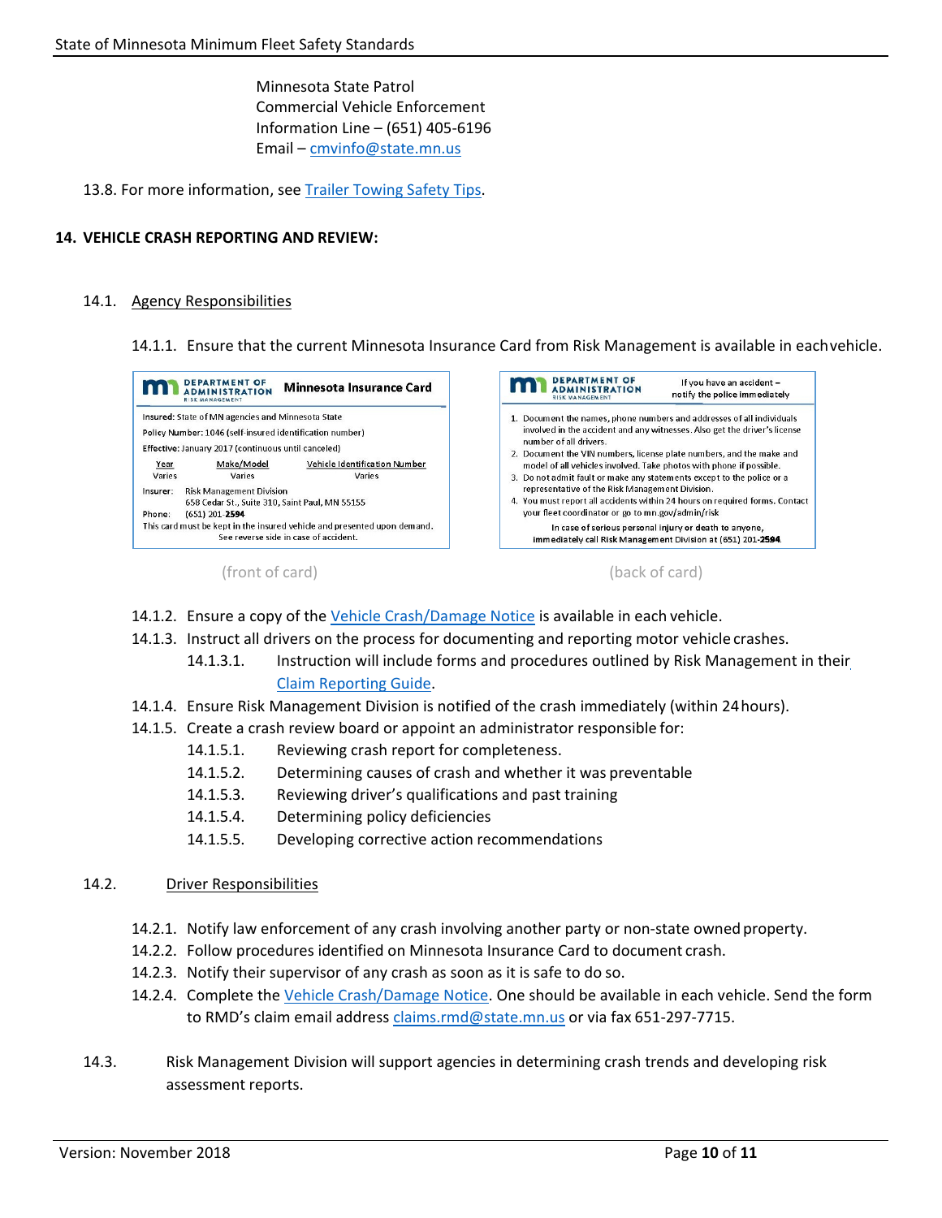Minnesota State Patrol
Commercial Vehicle Enforcement
Information Line – (651) 405-6196
Email – cmvinfo@state.mn.us

13.8. For more information, see Trailer Towing Safety Tips.

## 14. VEHICLE CRASH REPORTING AND REVIEW:

### 14.1. Agency Responsibilities

14.1.1. Ensure that the current Minnesota Insurance Card from Risk Management is available in each vehicle.

**DEPARTMENT OF ADMINISTRATION** RISK MANAGEMENT — **Minnesota Insurance Card**

Insured: State of MN agencies and Minnesota State
Policy Number: 1046 (self-insured identification number)
Effective: January 2017 (continuous until canceled)

| Year | Make/Model | Vehicle Identification Number |
|---|---|---|
| Varies | Varies | Varies |

Insurer: Risk Management Division
658 Cedar St., Suite 310, Saint Paul, MN 55155
Phone: (651) 201-**2594**
This card must be kept in the insured vehicle and presented upon demand. See reverse side in case of accident.

(front of card)

**DEPARTMENT OF ADMINISTRATION** RISK MANAGEMENT — If you have an accident – notify the police immediately

1. Document the names, phone numbers and addresses of all individuals involved in the accident and any witnesses. Also get the driver's license number of all drivers.
2. Document the VIN numbers, license plate numbers, and the make and model of all vehicles involved. Take photos with phone if possible.
3. Do not admit fault or make any statements except to the police or a representative of the Risk Management Division.
4. You must report all accidents within 24 hours on required forms. Contact your fleet coordinator or go to mn.gov/admin/risk

In case of serious personal injury or death to anyone, immediately call Risk Management Division at (651) 201-**2594**.

(back of card)

14.1.2. Ensure a copy of the Vehicle Crash/Damage Notice is available in each vehicle.
14.1.3. Instruct all drivers on the process for documenting and reporting motor vehicle crashes.
  14.1.3.1. Instruction will include forms and procedures outlined by Risk Management in their Claim Reporting Guide.
14.1.4. Ensure Risk Management Division is notified of the crash immediately (within 24 hours).
14.1.5. Create a crash review board or appoint an administrator responsible for:
  14.1.5.1. Reviewing crash report for completeness.
  14.1.5.2. Determining causes of crash and whether it was preventable
  14.1.5.3. Reviewing driver's qualifications and past training
  14.1.5.4. Determining policy deficiencies
  14.1.5.5. Developing corrective action recommendations

### 14.2. Driver Responsibilities

14.2.1. Notify law enforcement of any crash involving another party or non-state owned property.
14.2.2. Follow procedures identified on Minnesota Insurance Card to document crash.
14.2.3. Notify their supervisor of any crash as soon as it is safe to do so.
14.2.4. Complete the Vehicle Crash/Damage Notice. One should be available in each vehicle. Send the form to RMD's claim email address claims.rmd@state.mn.us or via fax 651-297-7715.

14.3. Risk Management Division will support agencies in determining crash trends and developing risk assessment reports.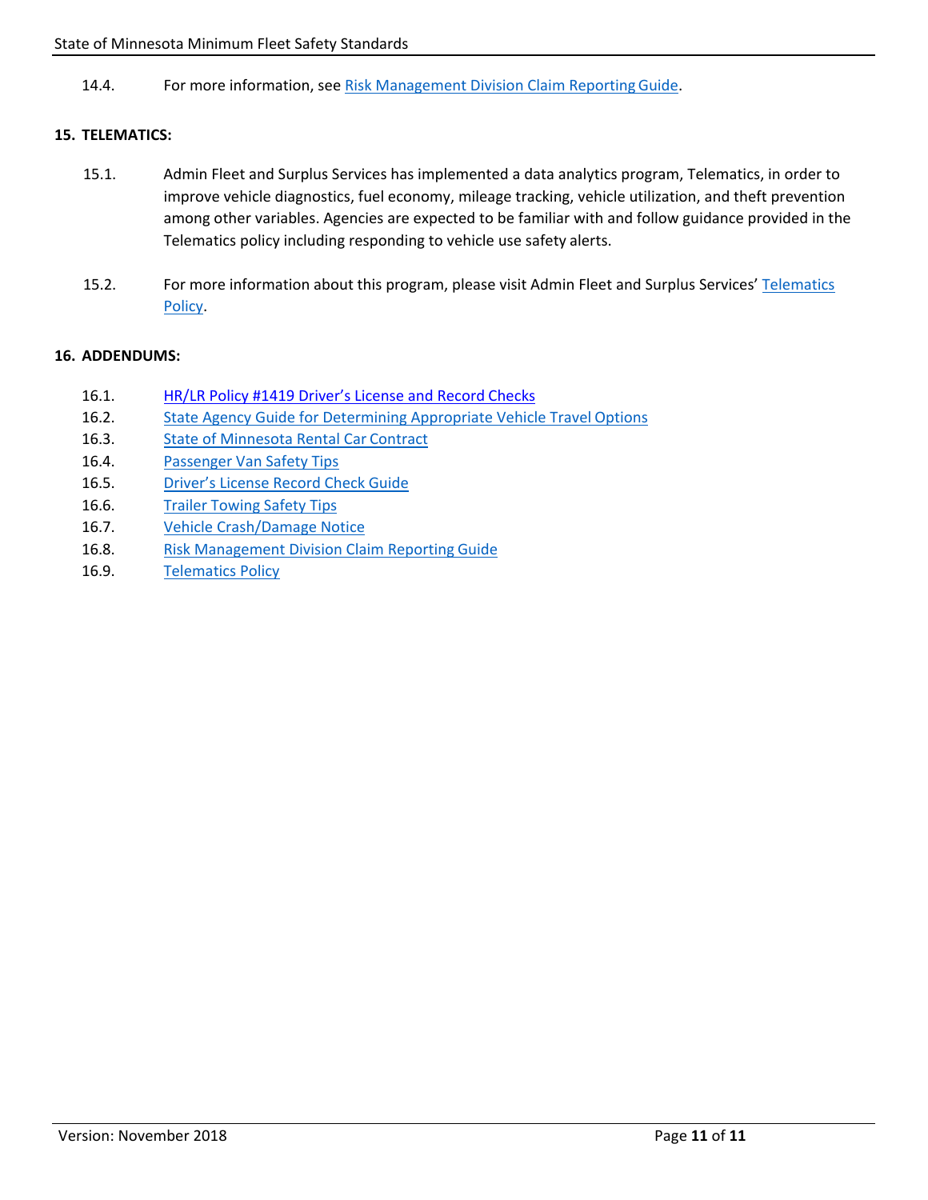14.4. For more information, see Risk Management Division Claim Reporting Guide.

## 15. TELEMATICS:

15.1. Admin Fleet and Surplus Services has implemented a data analytics program, Telematics, in order to improve vehicle diagnostics, fuel economy, mileage tracking, vehicle utilization, and theft prevention among other variables. Agencies are expected to be familiar with and follow guidance provided in the Telematics policy including responding to vehicle use safety alerts.

15.2. For more information about this program, please visit Admin Fleet and Surplus Services' Telematics Policy.

## 16. ADDENDUMS:

16.1. HR/LR Policy #1419 Driver's License and Record Checks
16.2. State Agency Guide for Determining Appropriate Vehicle Travel Options
16.3. State of Minnesota Rental Car Contract
16.4. Passenger Van Safety Tips
16.5. Driver's License Record Check Guide
16.6. Trailer Towing Safety Tips
16.7. Vehicle Crash/Damage Notice
16.8. Risk Management Division Claim Reporting Guide
16.9. Telematics Policy

Version: November 2018